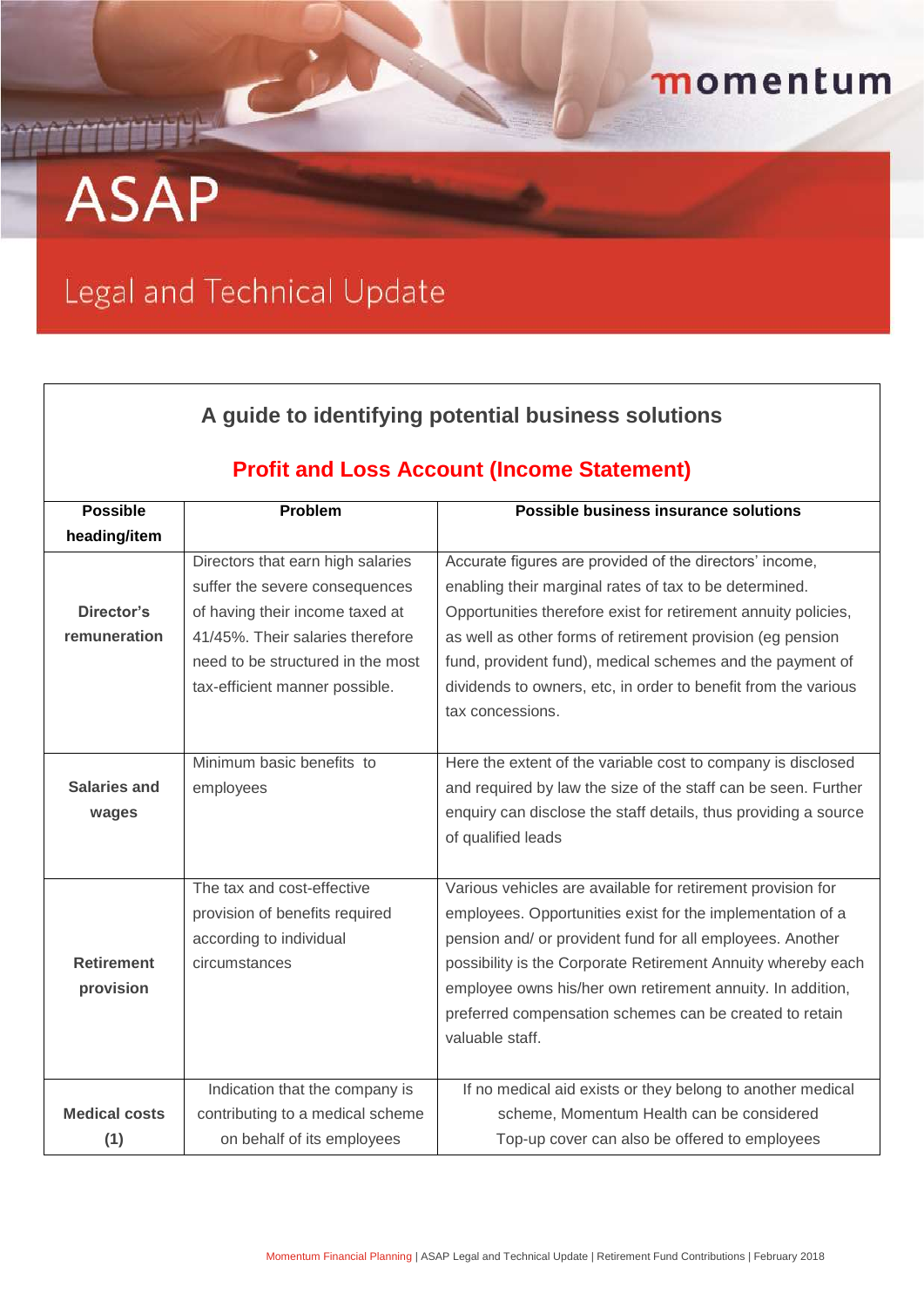momentum

# ASAP

## Legal and Technical Update

### A guide to identifying potential business solutions

### Profit and Loss Account (Income Statement)

| Possible heading/item | Problem | Possible business insurance solutions |
|---|---|---|
| **Director's remuneration** | Directors that earn high salaries suffer the severe consequences of having their income taxed at 41/45%. Their salaries therefore need to be structured in the most tax-efficient manner possible. | Accurate figures are provided of the directors' income, enabling their marginal rates of tax to be determined. Opportunities therefore exist for retirement annuity policies, as well as other forms of retirement provision (eg pension fund, provident fund), medical schemes and the payment of dividends to owners, etc, in order to benefit from the various tax concessions. |
| **Salaries and wages** | Minimum basic benefits to employees | Here the extent of the variable cost to company is disclosed and required by law the size of the staff can be seen. Further enquiry can disclose the staff details, thus providing a source of qualified leads |
| **Retirement provision** | The tax and cost-effective provision of benefits required according to individual circumstances | Various vehicles are available for retirement provision for employees. Opportunities exist for the implementation of a pension and/ or provident fund for all employees. Another possibility is the Corporate Retirement Annuity whereby each employee owns his/her own retirement annuity. In addition, preferred compensation schemes can be created to retain valuable staff. |
| **Medical costs (1)** | Indication that the company is contributing to a medical scheme on behalf of its employees | If no medical aid exists or they belong to another medical scheme, Momentum Health can be considered Top-up cover can also be offered to employees |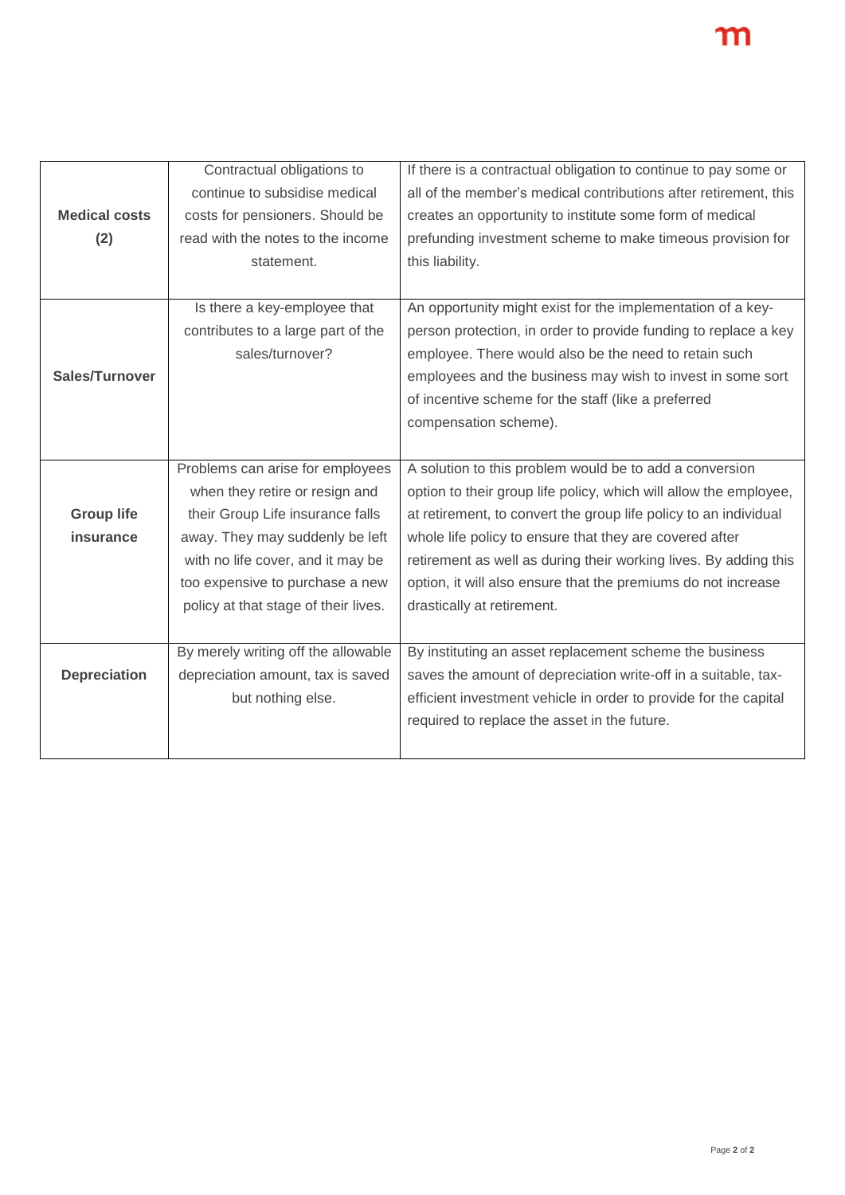| | | |
|---|---|---|
| **Medical costs (2)** | Contractual obligations to continue to subsidise medical costs for pensioners. Should be read with the notes to the income statement. | If there is a contractual obligation to continue to pay some or all of the member's medical contributions after retirement, this creates an opportunity to institute some form of medical prefunding investment scheme to make timeous provision for this liability. |
| **Sales/Turnover** | Is there a key-employee that contributes to a large part of the sales/turnover? | An opportunity might exist for the implementation of a key-person protection, in order to provide funding to replace a key employee. There would also be the need to retain such employees and the business may wish to invest in some sort of incentive scheme for the staff (like a preferred compensation scheme). |
| **Group life insurance** | Problems can arise for employees when they retire or resign and their Group Life insurance falls away. They may suddenly be left with no life cover, and it may be too expensive to purchase a new policy at that stage of their lives. | A solution to this problem would be to add a conversion option to their group life policy, which will allow the employee, at retirement, to convert the group life policy to an individual whole life policy to ensure that they are covered after retirement as well as during their working lives. By adding this option, it will also ensure that the premiums do not increase drastically at retirement. |
| **Depreciation** | By merely writing off the allowable depreciation amount, tax is saved but nothing else. | By instituting an asset replacement scheme the business saves the amount of depreciation write-off in a suitable, tax-efficient investment vehicle in order to provide for the capital required to replace the asset in the future. |